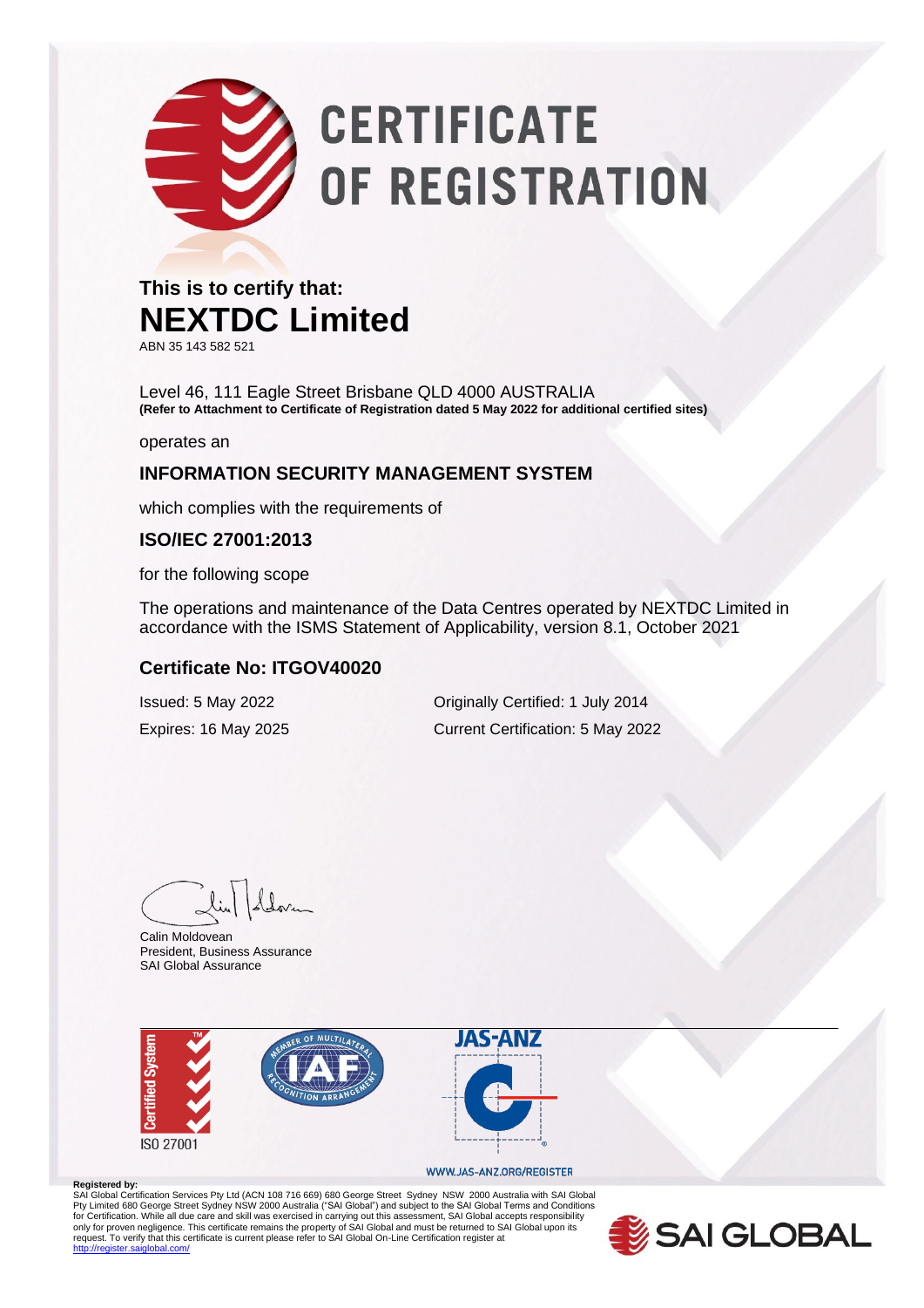# CERTIFICATE OF REGISTRATION

**This is to certify that:**

# NEXTDC Limited

ABN 35 143 582 521

Level 46, 111 Eagle Street Brisbane QLD 4000 AUSTRALIA
**(Refer to Attachment to Certificate of Registration dated 5 May 2022 for additional certified sites)**

operates an

## INFORMATION SECURITY MANAGEMENT SYSTEM

which complies with the requirements of

## ISO/IEC 27001:2013

for the following scope

The operations and maintenance of the Data Centres operated by NEXTDC Limited in accordance with the ISMS Statement of Applicability, version 8.1, October 2021

## Certificate No: ITGOV40020

Issued: 5 May 2022

Expires: 16 May 2025

Originally Certified: 1 July 2014

Current Certification: 5 May 2022

Calin Moldovean
President, Business Assurance
SAI Global Assurance

Certified System
ISO 27001

JAS-ANZ

WWW.JAS-ANZ.ORG/REGISTER

**Registered by:**
SAI Global Certification Services Pty Ltd (ACN 108 716 669) 680 George Street Sydney NSW 2000 Australia with SAI Global Pty Limited 680 George Street Sydney NSW 2000 Australia ("SAI Global") and subject to the SAI Global Terms and Conditions for Certification. While all due care and skill was exercised in carrying out this assessment, SAI Global accepts responsibility only for proven negligence. This certificate remains the property of SAI Global and must be returned to SAI Global upon its request. To verify that this certificate is current please refer to SAI Global On-Line Certification register at http://register.saiglobal.com/

SAI GLOBAL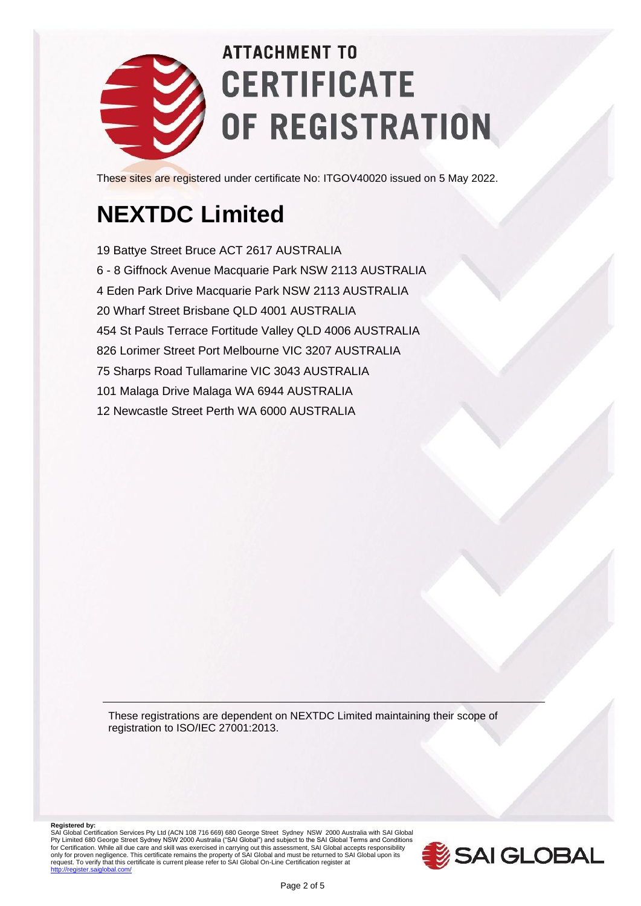# ATTACHMENT TO CERTIFICATE OF REGISTRATION

These sites are registered under certificate No: ITGOV40020 issued on 5 May 2022.

## NEXTDC Limited

19 Battye Street Bruce ACT 2617 AUSTRALIA

6 - 8 Giffnock Avenue Macquarie Park NSW 2113 AUSTRALIA

4 Eden Park Drive Macquarie Park NSW 2113 AUSTRALIA

20 Wharf Street Brisbane QLD 4001 AUSTRALIA

454 St Pauls Terrace Fortitude Valley QLD 4006 AUSTRALIA

826 Lorimer Street Port Melbourne VIC 3207 AUSTRALIA

75 Sharps Road Tullamarine VIC 3043 AUSTRALIA

101 Malaga Drive Malaga WA 6944 AUSTRALIA

12 Newcastle Street Perth WA 6000 AUSTRALIA

---

These registrations are dependent on NEXTDC Limited maintaining their scope of registration to ISO/IEC 27001:2013.

**Registered by:**
SAI Global Certification Services Pty Ltd (ACN 108 716 669) 680 George Street Sydney NSW 2000 Australia with SAI Global Pty Limited 680 George Street Sydney NSW 2000 Australia ("SAI Global") and subject to the SAI Global Terms and Conditions for Certification. While all due care and skill was exercised in carrying out this assessment, SAI Global accepts responsibility only for proven negligence. This certificate remains the property of SAI Global and must be returned to SAI Global upon its request. To verify that this certificate is current please refer to SAI Global On-Line Certification register at http://register.saiglobal.com/

SAI GLOBAL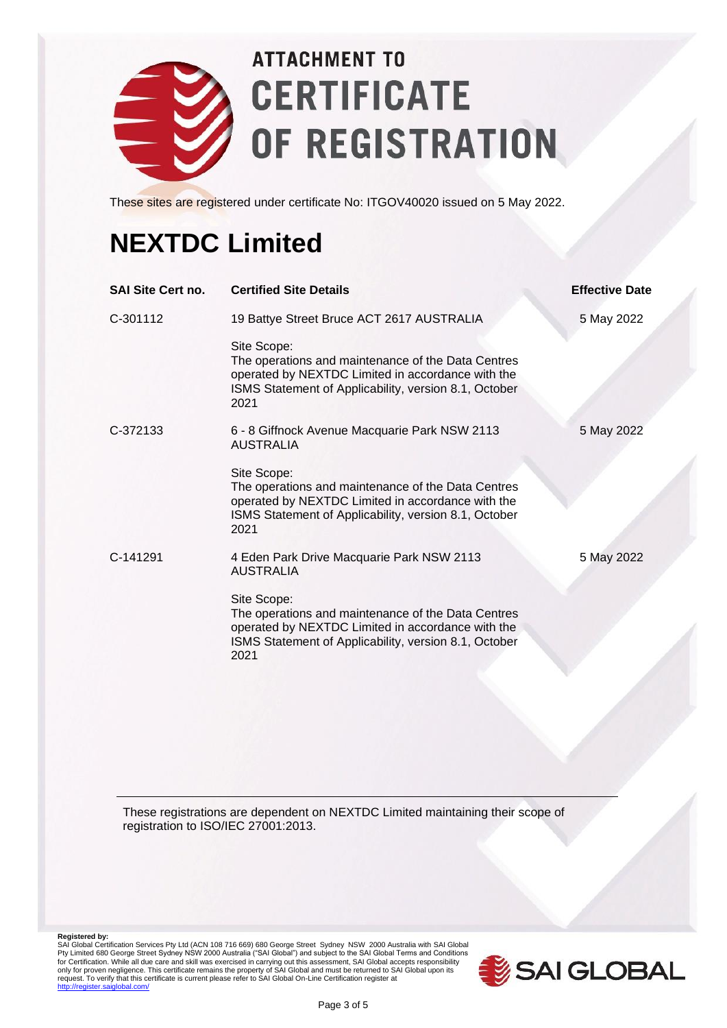# ATTACHMENT TO CERTIFICATE OF REGISTRATION

These sites are registered under certificate No: ITGOV40020 issued on 5 May 2022.

## NEXTDC Limited

| SAI Site Cert no. | Certified Site Details | Effective Date |
| --- | --- | --- |
| C-301112 | 19 Battye Street Bruce ACT 2617 AUSTRALIA<br><br>Site Scope:<br>The operations and maintenance of the Data Centres operated by NEXTDC Limited in accordance with the ISMS Statement of Applicability, version 8.1, October 2021 | 5 May 2022 |
| C-372133 | 6 - 8 Giffnock Avenue Macquarie Park NSW 2113 AUSTRALIA<br><br>Site Scope:<br>The operations and maintenance of the Data Centres operated by NEXTDC Limited in accordance with the ISMS Statement of Applicability, version 8.1, October 2021 | 5 May 2022 |
| C-141291 | 4 Eden Park Drive Macquarie Park NSW 2113 AUSTRALIA<br><br>Site Scope:<br>The operations and maintenance of the Data Centres operated by NEXTDC Limited in accordance with the ISMS Statement of Applicability, version 8.1, October 2021 | 5 May 2022 |

These registrations are dependent on NEXTDC Limited maintaining their scope of registration to ISO/IEC 27001:2013.

**Registered by:**
SAI Global Certification Services Pty Ltd (ACN 108 716 669) 680 George Street Sydney NSW 2000 Australia with SAI Global Pty Limited 680 George Street Sydney NSW 2000 Australia ("SAI Global") and subject to the SAI Global Terms and Conditions for Certification. While all due care and skill was exercised in carrying out this assessment, SAI Global accepts responsibility only for proven negligence. This certificate remains the property of SAI Global and must be returned to SAI Global upon its request. To verify that this certificate is current please refer to SAI Global On-Line Certification register at http://register.saiglobal.com/

SAI GLOBAL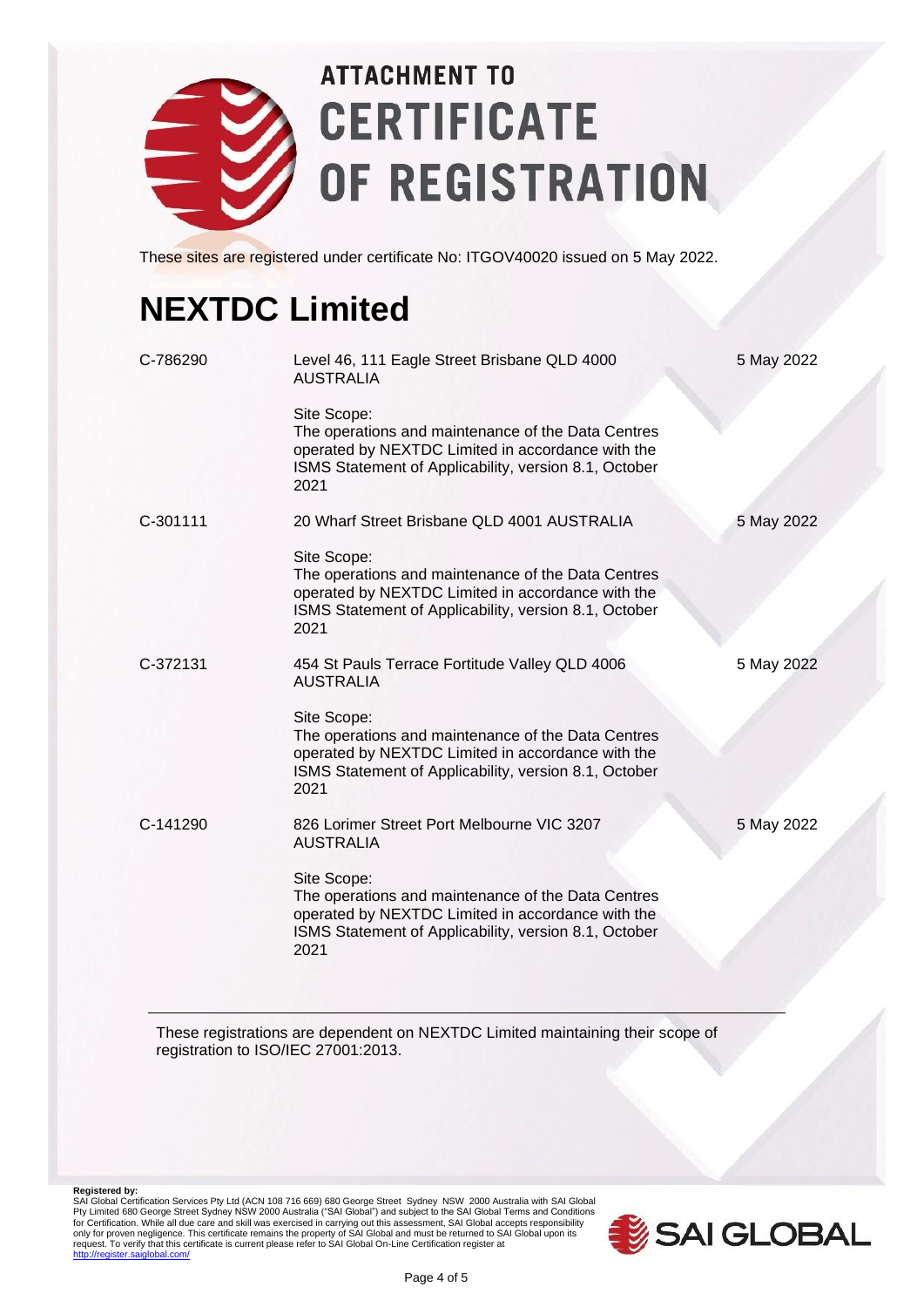# ATTACHMENT TO CERTIFICATE OF REGISTRATION

These sites are registered under certificate No: ITGOV40020 issued on 5 May 2022.

## NEXTDC Limited

| | | |
|---|---|---|
| C-786290 | Level 46, 111 Eagle Street Brisbane QLD 4000 AUSTRALIA<br><br>Site Scope:<br>The operations and maintenance of the Data Centres operated by NEXTDC Limited in accordance with the ISMS Statement of Applicability, version 8.1, October 2021 | 5 May 2022 |
| C-301111 | 20 Wharf Street Brisbane QLD 4001 AUSTRALIA<br><br>Site Scope:<br>The operations and maintenance of the Data Centres operated by NEXTDC Limited in accordance with the ISMS Statement of Applicability, version 8.1, October 2021 | 5 May 2022 |
| C-372131 | 454 St Pauls Terrace Fortitude Valley QLD 4006 AUSTRALIA<br><br>Site Scope:<br>The operations and maintenance of the Data Centres operated by NEXTDC Limited in accordance with the ISMS Statement of Applicability, version 8.1, October 2021 | 5 May 2022 |
| C-141290 | 826 Lorimer Street Port Melbourne VIC 3207 AUSTRALIA<br><br>Site Scope:<br>The operations and maintenance of the Data Centres operated by NEXTDC Limited in accordance with the ISMS Statement of Applicability, version 8.1, October 2021 | 5 May 2022 |

These registrations are dependent on NEXTDC Limited maintaining their scope of registration to ISO/IEC 27001:2013.

**Registered by:**
SAI Global Certification Services Pty Ltd (ACN 108 716 669) 680 George Street Sydney NSW 2000 Australia with SAI Global Pty Limited 680 George Street Sydney NSW 2000 Australia ("SAI Global") and subject to the SAI Global Terms and Conditions for Certification. While all due care and skill was exercised in carrying out this assessment, SAI Global accepts responsibility only for proven negligence. This certificate remains the property of SAI Global and must be returned to SAI Global upon its request. To verify that this certificate is current please refer to SAI Global On-Line Certification register at http://register.saiglobal.com/

SAI GLOBAL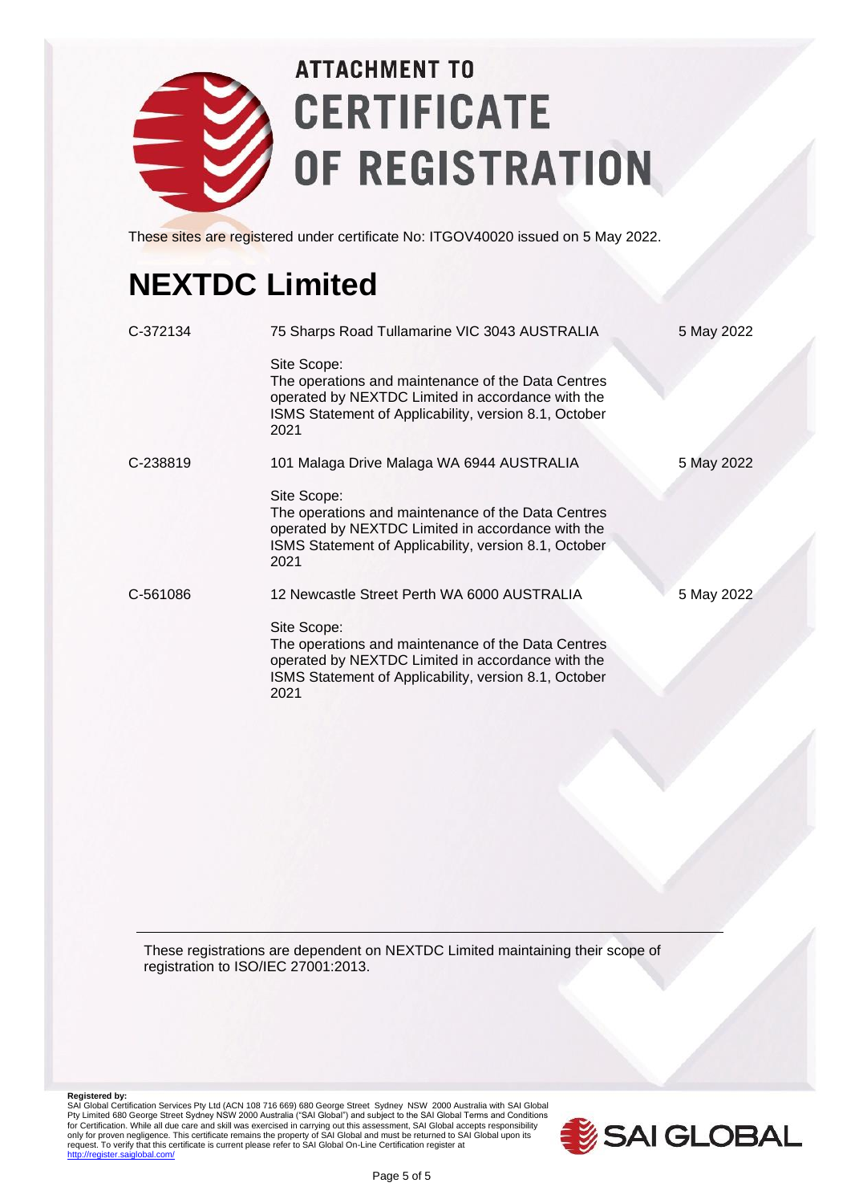# ATTACHMENT TO CERTIFICATE OF REGISTRATION

These sites are registered under certificate No: ITGOV40020 issued on 5 May 2022.

## NEXTDC Limited

| | | |
|---|---|---|
| C-372134 | 75 Sharps Road Tullamarine VIC 3043 AUSTRALIA<br><br>Site Scope:<br>The operations and maintenance of the Data Centres operated by NEXTDC Limited in accordance with the ISMS Statement of Applicability, version 8.1, October 2021 | 5 May 2022 |
| C-238819 | 101 Malaga Drive Malaga WA 6944 AUSTRALIA<br><br>Site Scope:<br>The operations and maintenance of the Data Centres operated by NEXTDC Limited in accordance with the ISMS Statement of Applicability, version 8.1, October 2021 | 5 May 2022 |
| C-561086 | 12 Newcastle Street Perth WA 6000 AUSTRALIA<br><br>Site Scope:<br>The operations and maintenance of the Data Centres operated by NEXTDC Limited in accordance with the ISMS Statement of Applicability, version 8.1, October 2021 | 5 May 2022 |

These registrations are dependent on NEXTDC Limited maintaining their scope of registration to ISO/IEC 27001:2013.

**Registered by:**
SAI Global Certification Services Pty Ltd (ACN 108 716 669) 680 George Street Sydney NSW 2000 Australia with SAI Global Pty Limited 680 George Street Sydney NSW 2000 Australia ("SAI Global") and subject to the SAI Global Terms and Conditions for Certification. While all due care and skill was exercised in carrying out this assessment, SAI Global accepts responsibility only for proven negligence. This certificate remains the property of SAI Global and must be returned to SAI Global upon its request. To verify that this certificate is current please refer to SAI Global On-Line Certification register at http://register.saiglobal.com/

SAI GLOBAL